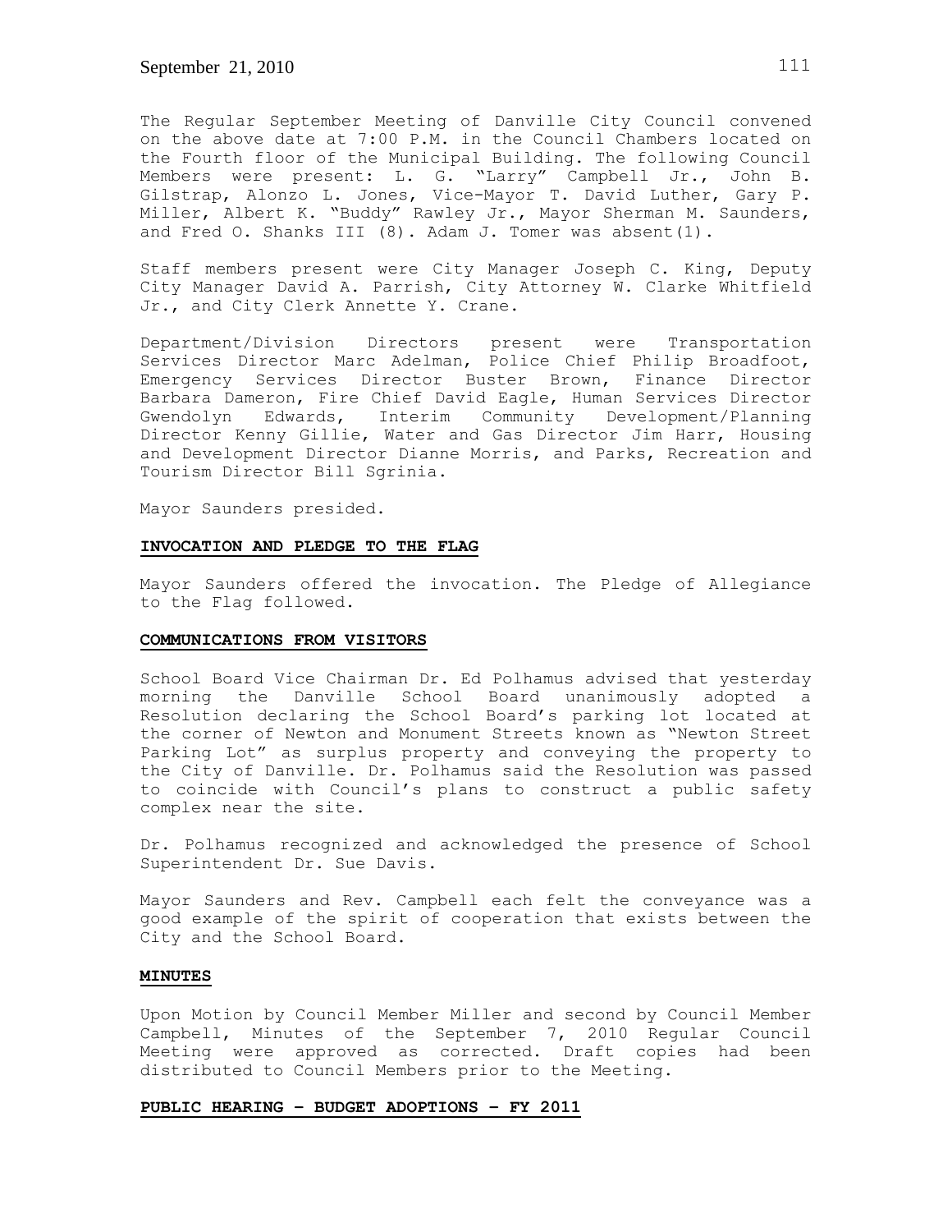The Regular September Meeting of Danville City Council convened on the above date at 7:00 P.M. in the Council Chambers located on the Fourth floor of the Municipal Building. The following Council Members were present: L. G. "Larry" Campbell Jr., John B. Gilstrap, Alonzo L. Jones, Vice-Mayor T. David Luther, Gary P. Miller, Albert K. "Buddy" Rawley Jr., Mayor Sherman M. Saunders, and Fred O. Shanks III (8). Adam J. Tomer was absent(1).

Staff members present were City Manager Joseph C. King, Deputy City Manager David A. Parrish, City Attorney W. Clarke Whitfield Jr., and City Clerk Annette Y. Crane.

Department/Division Directors present were Transportation Services Director Marc Adelman, Police Chief Philip Broadfoot, Emergency Services Director Buster Brown, Finance Director Barbara Dameron, Fire Chief David Eagle, Human Services Director Gwendolyn Edwards, Interim Community Development/Planning Director Kenny Gillie, Water and Gas Director Jim Harr, Housing and Development Director Dianne Morris, and Parks, Recreation and Tourism Director Bill Sgrinia.

Mayor Saunders presided.

## INVOCATION AND PLEDGE TO THE FLAG

Mayor Saunders offered the invocation. The Pledge of Allegiance to the Flag followed.

## COMMUNICATIONS FROM VISITORS

School Board Vice Chairman Dr. Ed Polhamus advised that yesterday morning the Danville School Board unanimously adopted a Resolution declaring the School Board's parking lot located at the corner of Newton and Monument Streets known as "Newton Street Parking Lot" as surplus property and conveying the property to the City of Danville. Dr. Polhamus said the Resolution was passed to coincide with Council's plans to construct a public safety complex near the site.

Dr. Polhamus recognized and acknowledged the presence of School Superintendent Dr. Sue Davis.

Mayor Saunders and Rev. Campbell each felt the conveyance was a good example of the spirit of cooperation that exists between the City and the School Board.

## MINUTES

Upon Motion by Council Member Miller and second by Council Member Campbell, Minutes of the September 7, 2010 Regular Council Meeting were approved as corrected. Draft copies had been distributed to Council Members prior to the Meeting.

## PUBLIC HEARING – BUDGET ADOPTIONS – FY 2011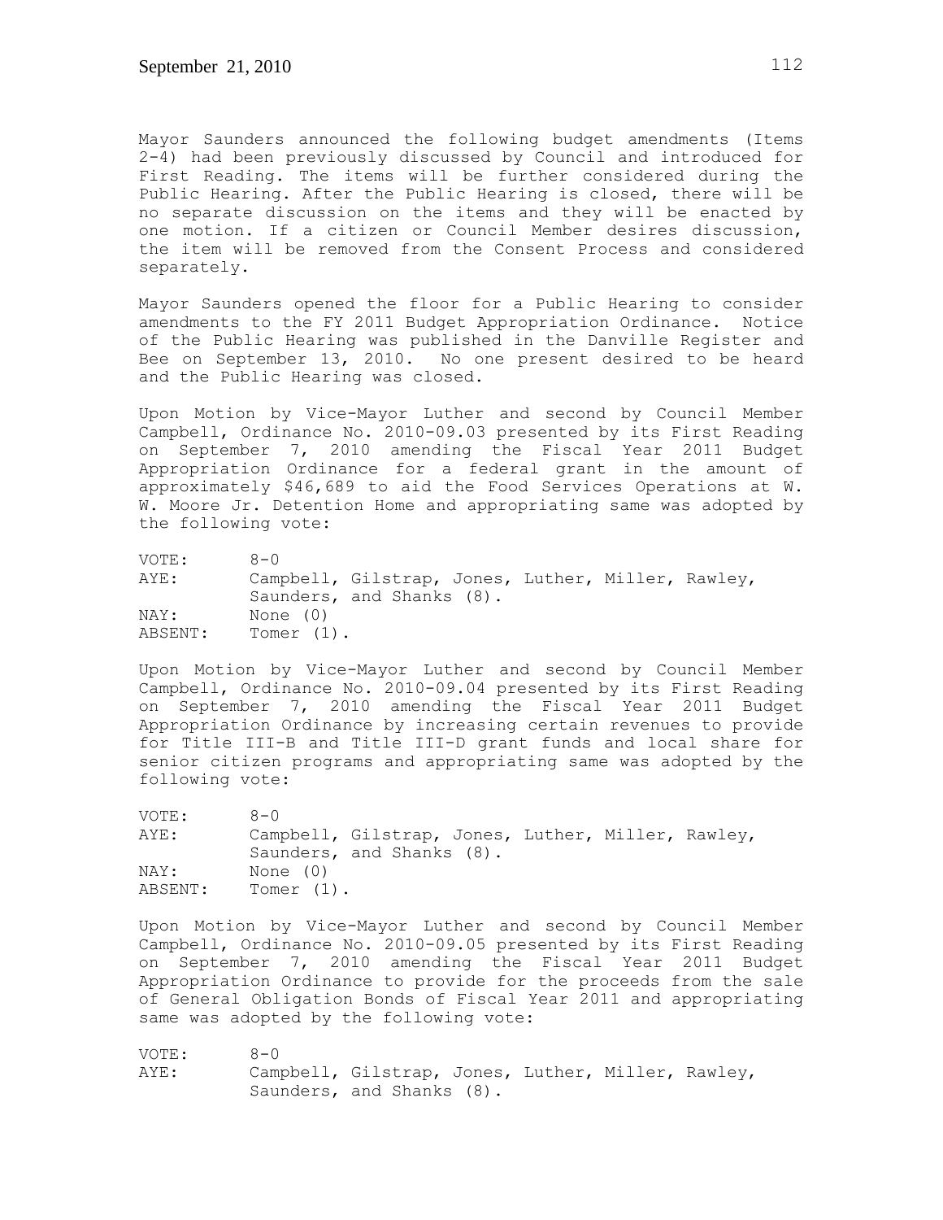Mayor Saunders announced the following budget amendments (Items 2-4) had been previously discussed by Council and introduced for First Reading. The items will be further considered during the Public Hearing. After the Public Hearing is closed, there will be no separate discussion on the items and they will be enacted by one motion. If a citizen or Council Member desires discussion, the item will be removed from the Consent Process and considered separately.

Mayor Saunders opened the floor for a Public Hearing to consider amendments to the FY 2011 Budget Appropriation Ordinance. Notice of the Public Hearing was published in the Danville Register and Bee on September 13, 2010. No one present desired to be heard and the Public Hearing was closed.

Upon Motion by Vice-Mayor Luther and second by Council Member Campbell, Ordinance No. 2010-09.03 presented by its First Reading on September 7, 2010 amending the Fiscal Year 2011 Budget Appropriation Ordinance for a federal grant in the amount of approximately $46,689 to aid the Food Services Operations at W. W. Moore Jr. Detention Home and appropriating same was adopted by the following vote:

VOTE: 8-0
AYE: Campbell, Gilstrap, Jones, Luther, Miller, Rawley, Saunders, and Shanks (8).
NAY: None (0)
ABSENT: Tomer (1).

Upon Motion by Vice-Mayor Luther and second by Council Member Campbell, Ordinance No. 2010-09.04 presented by its First Reading on September 7, 2010 amending the Fiscal Year 2011 Budget Appropriation Ordinance by increasing certain revenues to provide for Title III-B and Title III-D grant funds and local share for senior citizen programs and appropriating same was adopted by the following vote:

VOTE: 8-0
AYE: Campbell, Gilstrap, Jones, Luther, Miller, Rawley, Saunders, and Shanks (8).
NAY: None (0)
ABSENT: Tomer (1).

Upon Motion by Vice-Mayor Luther and second by Council Member Campbell, Ordinance No. 2010-09.05 presented by its First Reading on September 7, 2010 amending the Fiscal Year 2011 Budget Appropriation Ordinance to provide for the proceeds from the sale of General Obligation Bonds of Fiscal Year 2011 and appropriating same was adopted by the following vote:

VOTE: 8-0
AYE: Campbell, Gilstrap, Jones, Luther, Miller, Rawley, Saunders, and Shanks (8).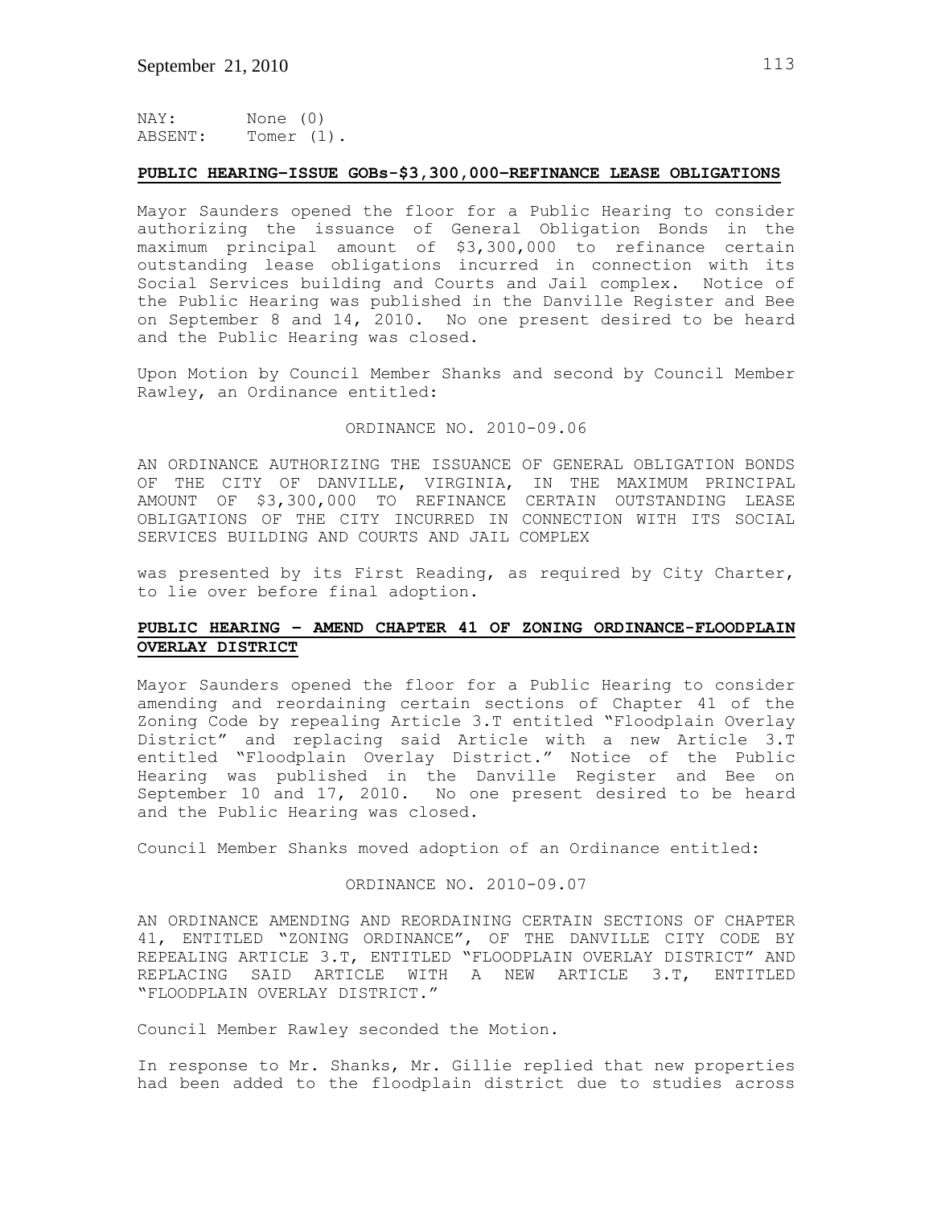NAY: None (0)
ABSENT: Tomer (1).

**PUBLIC HEARING–ISSUE GOBs-$3,300,000–REFINANCE LEASE OBLIGATIONS**

Mayor Saunders opened the floor for a Public Hearing to consider authorizing the issuance of General Obligation Bonds in the maximum principal amount of $3,300,000 to refinance certain outstanding lease obligations incurred in connection with its Social Services building and Courts and Jail complex. Notice of the Public Hearing was published in the Danville Register and Bee on September 8 and 14, 2010. No one present desired to be heard and the Public Hearing was closed.

Upon Motion by Council Member Shanks and second by Council Member Rawley, an Ordinance entitled:

ORDINANCE NO. 2010-09.06

AN ORDINANCE AUTHORIZING THE ISSUANCE OF GENERAL OBLIGATION BONDS OF THE CITY OF DANVILLE, VIRGINIA, IN THE MAXIMUM PRINCIPAL AMOUNT OF $3,300,000 TO REFINANCE CERTAIN OUTSTANDING LEASE OBLIGATIONS OF THE CITY INCURRED IN CONNECTION WITH ITS SOCIAL SERVICES BUILDING AND COURTS AND JAIL COMPLEX

was presented by its First Reading, as required by City Charter, to lie over before final adoption.

**PUBLIC HEARING – AMEND CHAPTER 41 OF ZONING ORDINANCE-FLOODPLAIN OVERLAY DISTRICT**

Mayor Saunders opened the floor for a Public Hearing to consider amending and reordaining certain sections of Chapter 41 of the Zoning Code by repealing Article 3.T entitled "Floodplain Overlay District" and replacing said Article with a new Article 3.T entitled "Floodplain Overlay District." Notice of the Public Hearing was published in the Danville Register and Bee on September 10 and 17, 2010. No one present desired to be heard and the Public Hearing was closed.

Council Member Shanks moved adoption of an Ordinance entitled:

ORDINANCE NO. 2010-09.07

AN ORDINANCE AMENDING AND REORDAINING CERTAIN SECTIONS OF CHAPTER 41, ENTITLED "ZONING ORDINANCE", OF THE DANVILLE CITY CODE BY REPEALING ARTICLE 3.T, ENTITLED "FLOODPLAIN OVERLAY DISTRICT" AND REPLACING SAID ARTICLE WITH A NEW ARTICLE 3.T, ENTITLED "FLOODPLAIN OVERLAY DISTRICT."

Council Member Rawley seconded the Motion.

In response to Mr. Shanks, Mr. Gillie replied that new properties had been added to the floodplain district due to studies across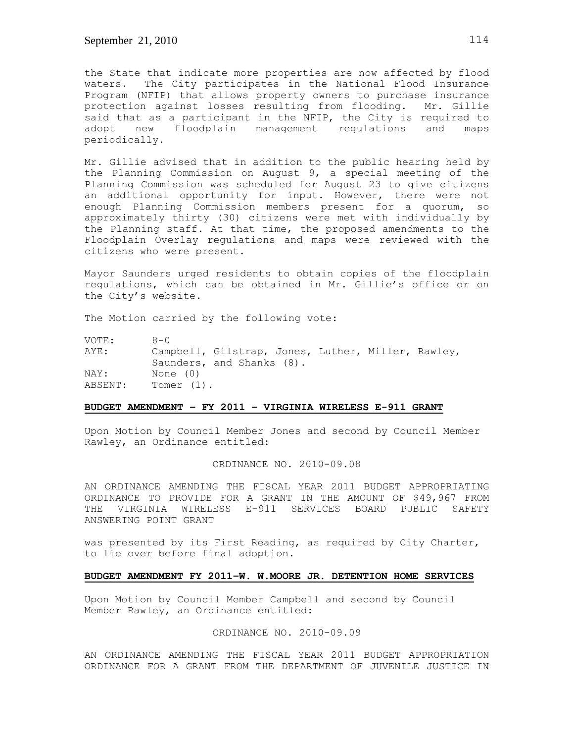the State that indicate more properties are now affected by flood waters. The City participates in the National Flood Insurance Program (NFIP) that allows property owners to purchase insurance protection against losses resulting from flooding. Mr. Gillie said that as a participant in the NFIP, the City is required to adopt new floodplain management regulations and maps periodically.

Mr. Gillie advised that in addition to the public hearing held by the Planning Commission on August 9, a special meeting of the Planning Commission was scheduled for August 23 to give citizens an additional opportunity for input. However, there were not enough Planning Commission members present for a quorum, so approximately thirty (30) citizens were met with individually by the Planning staff. At that time, the proposed amendments to the Floodplain Overlay regulations and maps were reviewed with the citizens who were present.

Mayor Saunders urged residents to obtain copies of the floodplain regulations, which can be obtained in Mr. Gillie's office or on the City's website.

The Motion carried by the following vote:

VOTE: 8-0
AYE: Campbell, Gilstrap, Jones, Luther, Miller, Rawley, Saunders, and Shanks (8).
NAY: None (0)
ABSENT: Tomer (1).

**BUDGET AMENDMENT – FY 2011 – VIRGINIA WIRELESS E-911 GRANT**

Upon Motion by Council Member Jones and second by Council Member Rawley, an Ordinance entitled:

ORDINANCE NO. 2010-09.08

AN ORDINANCE AMENDING THE FISCAL YEAR 2011 BUDGET APPROPRIATING ORDINANCE TO PROVIDE FOR A GRANT IN THE AMOUNT OF $49,967 FROM THE VIRGINIA WIRELESS E-911 SERVICES BOARD PUBLIC SAFETY ANSWERING POINT GRANT

was presented by its First Reading, as required by City Charter, to lie over before final adoption.

**BUDGET AMENDMENT FY 2011–W. W.MOORE JR. DETENTION HOME SERVICES**

Upon Motion by Council Member Campbell and second by Council Member Rawley, an Ordinance entitled:

ORDINANCE NO. 2010-09.09

AN ORDINANCE AMENDING THE FISCAL YEAR 2011 BUDGET APPROPRIATION ORDINANCE FOR A GRANT FROM THE DEPARTMENT OF JUVENILE JUSTICE IN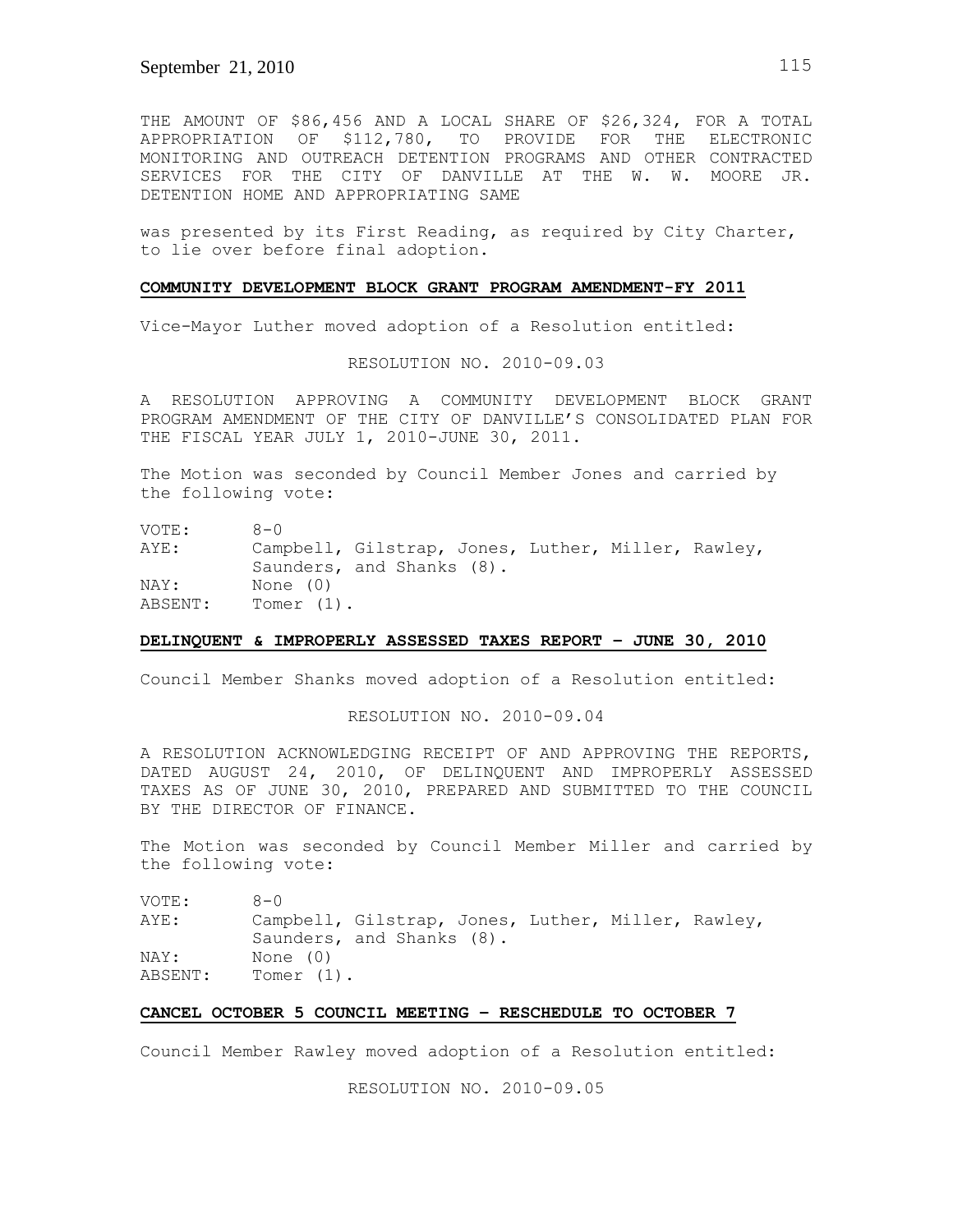THE AMOUNT OF $86,456 AND A LOCAL SHARE OF $26,324, FOR A TOTAL APPROPRIATION OF $112,780, TO PROVIDE FOR THE ELECTRONIC MONITORING AND OUTREACH DETENTION PROGRAMS AND OTHER CONTRACTED SERVICES FOR THE CITY OF DANVILLE AT THE W. W. MOORE JR. DETENTION HOME AND APPROPRIATING SAME

was presented by its First Reading, as required by City Charter, to lie over before final adoption.

**COMMUNITY DEVELOPMENT BLOCK GRANT PROGRAM AMENDMENT-FY 2011**

Vice-Mayor Luther moved adoption of a Resolution entitled:

RESOLUTION NO. 2010-09.03

A RESOLUTION APPROVING A COMMUNITY DEVELOPMENT BLOCK GRANT PROGRAM AMENDMENT OF THE CITY OF DANVILLE'S CONSOLIDATED PLAN FOR THE FISCAL YEAR JULY 1, 2010-JUNE 30, 2011.

The Motion was seconded by Council Member Jones and carried by the following vote:

VOTE: 8-0
AYE: Campbell, Gilstrap, Jones, Luther, Miller, Rawley, Saunders, and Shanks (8).
NAY: None (0)
ABSENT: Tomer (1).

**DELINQUENT & IMPROPERLY ASSESSED TAXES REPORT – JUNE 30, 2010**

Council Member Shanks moved adoption of a Resolution entitled:

RESOLUTION NO. 2010-09.04

A RESOLUTION ACKNOWLEDGING RECEIPT OF AND APPROVING THE REPORTS, DATED AUGUST 24, 2010, OF DELINQUENT AND IMPROPERLY ASSESSED TAXES AS OF JUNE 30, 2010, PREPARED AND SUBMITTED TO THE COUNCIL BY THE DIRECTOR OF FINANCE.

The Motion was seconded by Council Member Miller and carried by the following vote:

VOTE: 8-0
AYE: Campbell, Gilstrap, Jones, Luther, Miller, Rawley, Saunders, and Shanks (8).
NAY: None (0)
ABSENT: Tomer (1).

**CANCEL OCTOBER 5 COUNCIL MEETING – RESCHEDULE TO OCTOBER 7**

Council Member Rawley moved adoption of a Resolution entitled:

RESOLUTION NO. 2010-09.05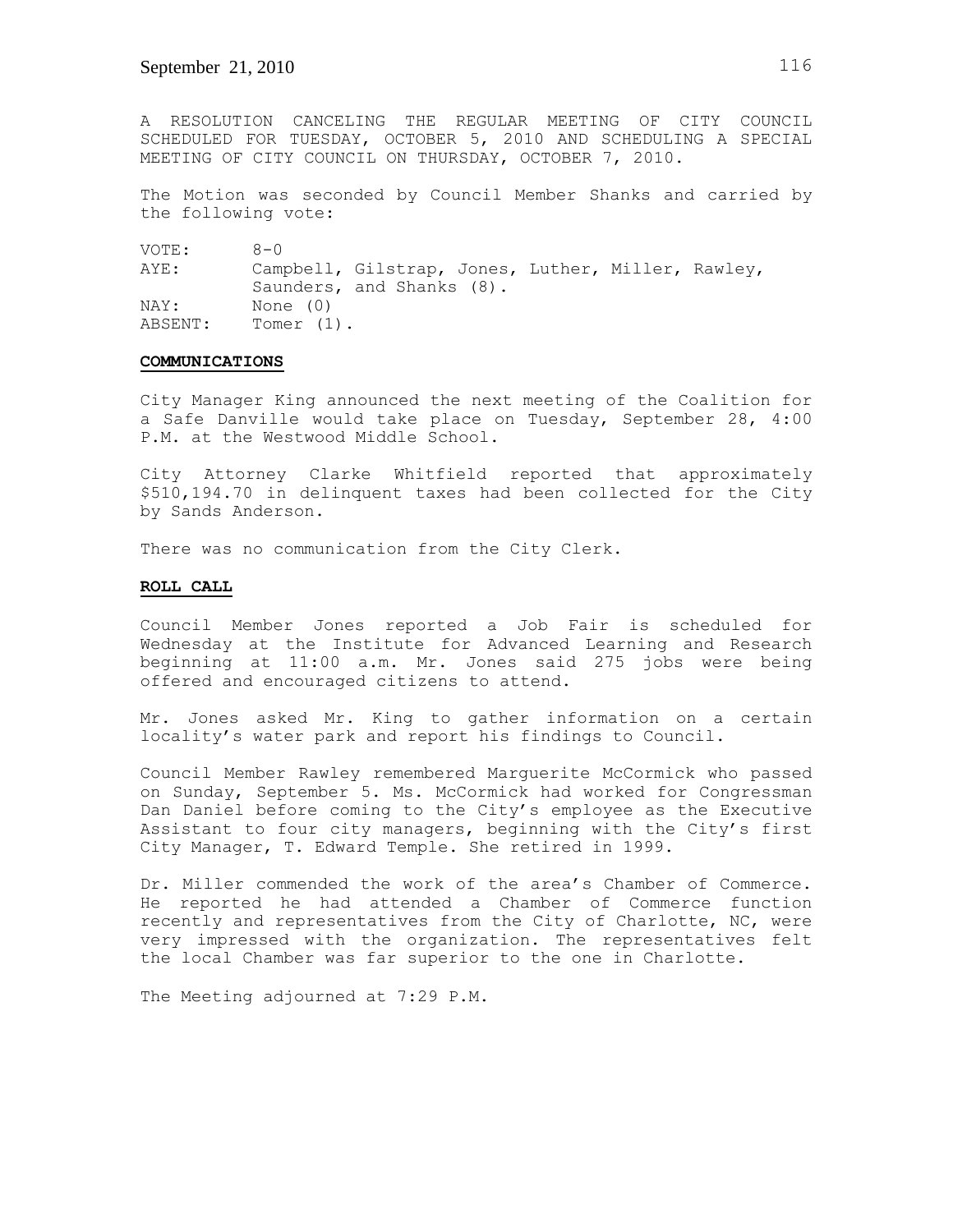A RESOLUTION CANCELING THE REGULAR MEETING OF CITY COUNCIL SCHEDULED FOR TUESDAY, OCTOBER 5, 2010 AND SCHEDULING A SPECIAL MEETING OF CITY COUNCIL ON THURSDAY, OCTOBER 7, 2010.

The Motion was seconded by Council Member Shanks and carried by the following vote:

VOTE: 8-0
AYE: Campbell, Gilstrap, Jones, Luther, Miller, Rawley, Saunders, and Shanks (8).
NAY: None (0)
ABSENT: Tomer (1).

**COMMUNICATIONS**

City Manager King announced the next meeting of the Coalition for a Safe Danville would take place on Tuesday, September 28, 4:00 P.M. at the Westwood Middle School.

City Attorney Clarke Whitfield reported that approximately $510,194.70 in delinquent taxes had been collected for the City by Sands Anderson.

There was no communication from the City Clerk.

**ROLL CALL**

Council Member Jones reported a Job Fair is scheduled for Wednesday at the Institute for Advanced Learning and Research beginning at 11:00 a.m. Mr. Jones said 275 jobs were being offered and encouraged citizens to attend.

Mr. Jones asked Mr. King to gather information on a certain locality's water park and report his findings to Council.

Council Member Rawley remembered Marguerite McCormick who passed on Sunday, September 5. Ms. McCormick had worked for Congressman Dan Daniel before coming to the City's employee as the Executive Assistant to four city managers, beginning with the City's first City Manager, T. Edward Temple. She retired in 1999.

Dr. Miller commended the work of the area's Chamber of Commerce. He reported he had attended a Chamber of Commerce function recently and representatives from the City of Charlotte, NC, were very impressed with the organization. The representatives felt the local Chamber was far superior to the one in Charlotte.

The Meeting adjourned at 7:29 P.M.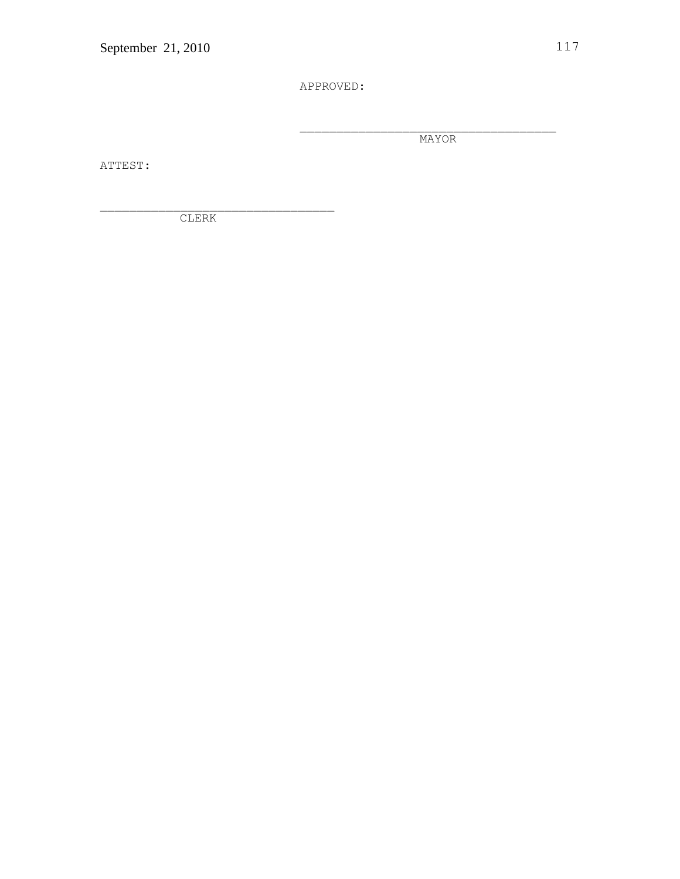APPROVED:

\_\_\_\_\_\_\_\_\_\_\_\_\_\_\_\_\_\_\_\_\_\_\_\_\_\_\_\_\_\_\_\_\_\_\_\_

MAYOR

ATTEST:

\_\_\_\_\_\_\_\_\_\_\_\_\_\_\_\_\_\_\_\_\_\_\_\_\_\_\_\_\_\_\_\_\_

CLERK